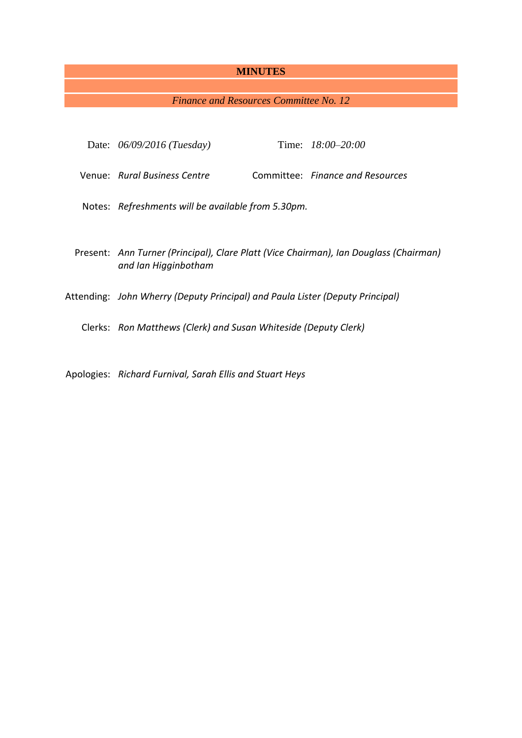# MINUTES

*Finance and Resources Committee No. 12*

Date: *06/09/2016 (Tuesday)*  Time: *18:00–20:00*

Venue: *Rural Business Centre*  Committee: *Finance and Resources*

Notes: *Refreshments will be available from 5.30pm.*

Present: *Ann Turner (Principal), Clare Platt (Vice Chairman), Ian Douglass (Chairman) and Ian Higginbotham*

Attending: *John Wherry (Deputy Principal) and Paula Lister (Deputy Principal)*

Clerks: *Ron Matthews (Clerk) and Susan Whiteside (Deputy Clerk)*

Apologies: *Richard Furnival, Sarah Ellis and Stuart Heys*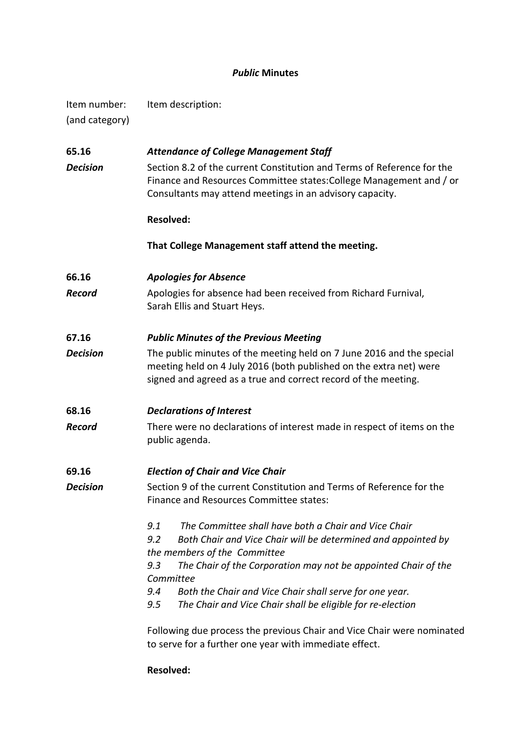***Public* Minutes**

| Item number: (and category) | Item description: |
|---|---|
| **65.16** | ***Attendance of College Management Staff*** |
| ***Decision*** | Section 8.2 of the current Constitution and Terms of Reference for the Finance and Resources Committee states:College Management and / or Consultants may attend meetings in an advisory capacity.<br><br>**Resolved:**<br><br>**That College Management staff attend the meeting.** |
| **66.16** | ***Apologies for Absence*** |
| ***Record*** | Apologies for absence had been received from Richard Furnival, Sarah Ellis and Stuart Heys. |
| **67.16** | ***Public Minutes of the Previous Meeting*** |
| ***Decision*** | The public minutes of the meeting held on 7 June 2016 and the special meeting held on 4 July 2016 (both published on the extra net) were signed and agreed as a true and correct record of the meeting. |
| **68.16** | ***Declarations of Interest*** |
| ***Record*** | There were no declarations of interest made in respect of items on the public agenda. |
| **69.16** | ***Election of Chair and Vice Chair*** |
| ***Decision*** | Section 9 of the current Constitution and Terms of Reference for the Finance and Resources Committee states:<br><br>*9.1 The Committee shall have both a Chair and Vice Chair*<br>*9.2 Both Chair and Vice Chair will be determined and appointed by the members of the Committee*<br>*9.3 The Chair of the Corporation may not be appointed Chair of the Committee*<br>*9.4 Both the Chair and Vice Chair shall serve for one year.*<br>*9.5 The Chair and Vice Chair shall be eligible for re-election*<br><br>Following due process the previous Chair and Vice Chair were nominated to serve for a further one year with immediate effect.<br><br>**Resolved:** |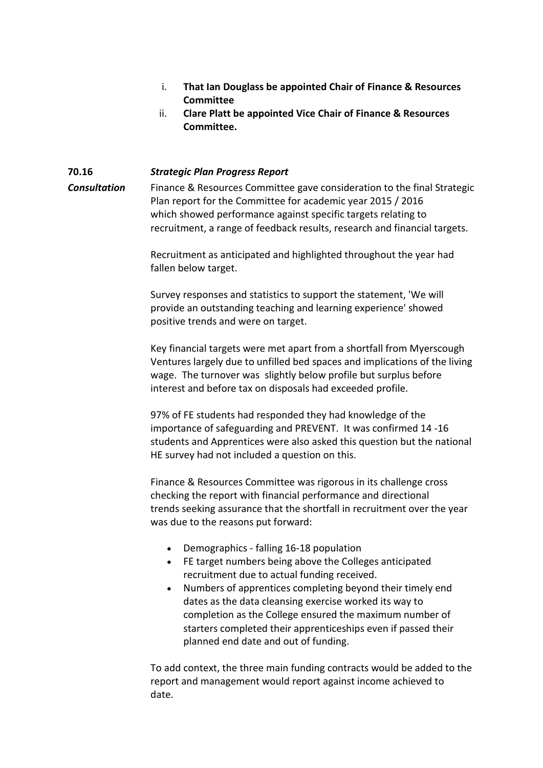i. **That Ian Douglass be appointed Chair of Finance & Resources Committee**
ii. **Clare Platt be appointed Vice Chair of Finance & Resources Committee.**

**70.16** ***Strategic Plan Progress Report***

***Consultation*** Finance & Resources Committee gave consideration to the final Strategic Plan report for the Committee for academic year 2015 / 2016 which showed performance against specific targets relating to recruitment, a range of feedback results, research and financial targets.

Recruitment as anticipated and highlighted throughout the year had fallen below target.

Survey responses and statistics to support the statement, 'We will provide an outstanding teaching and learning experience' showed positive trends and were on target.

Key financial targets were met apart from a shortfall from Myerscough Ventures largely due to unfilled bed spaces and implications of the living wage. The turnover was slightly below profile but surplus before interest and before tax on disposals had exceeded profile.

97% of FE students had responded they had knowledge of the importance of safeguarding and PREVENT. It was confirmed 14 -16 students and Apprentices were also asked this question but the national HE survey had not included a question on this.

Finance & Resources Committee was rigorous in its challenge cross checking the report with financial performance and directional trends seeking assurance that the shortfall in recruitment over the year was due to the reasons put forward:

- Demographics - falling 16-18 population
- FE target numbers being above the Colleges anticipated recruitment due to actual funding received.
- Numbers of apprentices completing beyond their timely end dates as the data cleansing exercise worked its way to completion as the College ensured the maximum number of starters completed their apprenticeships even if passed their planned end date and out of funding.

To add context, the three main funding contracts would be added to the report and management would report against income achieved to date.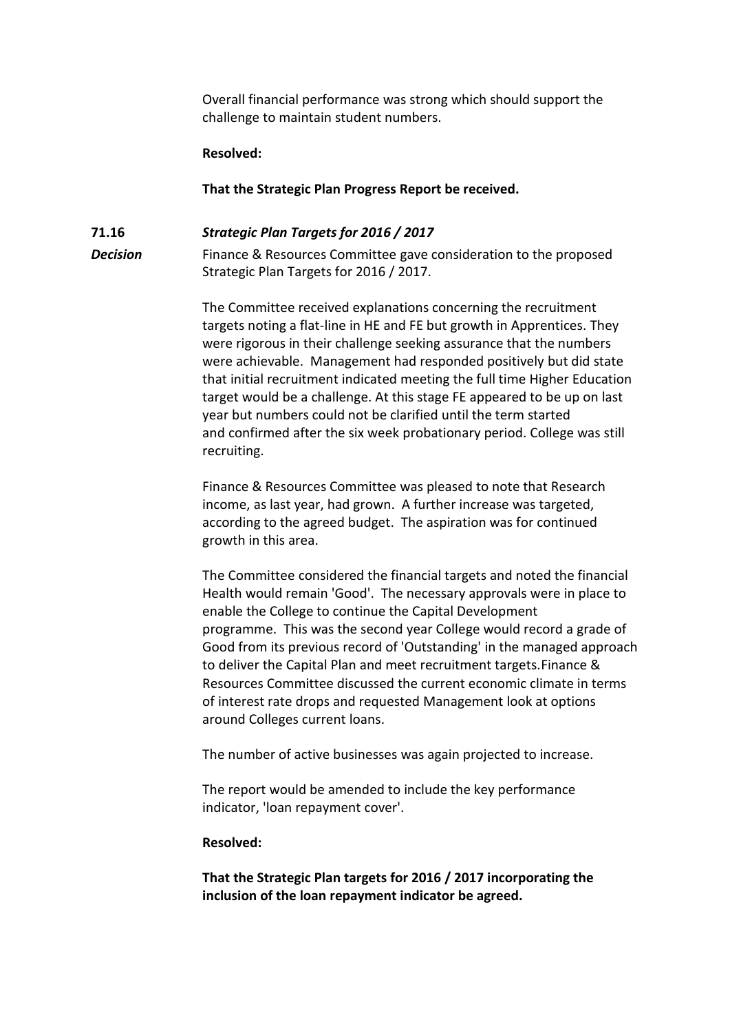Overall financial performance was strong which should support the challenge to maintain student numbers.

**Resolved:**

**That the Strategic Plan Progress Report be received.**

**71.16** ***Strategic Plan Targets for 2016 / 2017***

***Decision***

Finance & Resources Committee gave consideration to the proposed Strategic Plan Targets for 2016 / 2017.

The Committee received explanations concerning the recruitment targets noting a flat-line in HE and FE but growth in Apprentices. They were rigorous in their challenge seeking assurance that the numbers were achievable. Management had responded positively but did state that initial recruitment indicated meeting the full time Higher Education target would be a challenge. At this stage FE appeared to be up on last year but numbers could not be clarified until the term started and confirmed after the six week probationary period. College was still recruiting.

Finance & Resources Committee was pleased to note that Research income, as last year, had grown. A further increase was targeted, according to the agreed budget. The aspiration was for continued growth in this area.

The Committee considered the financial targets and noted the financial Health would remain 'Good'. The necessary approvals were in place to enable the College to continue the Capital Development programme. This was the second year College would record a grade of Good from its previous record of 'Outstanding' in the managed approach to deliver the Capital Plan and meet recruitment targets.Finance & Resources Committee discussed the current economic climate in terms of interest rate drops and requested Management look at options around Colleges current loans.

The number of active businesses was again projected to increase.

The report would be amended to include the key performance indicator, 'loan repayment cover'.

**Resolved:**

**That the Strategic Plan targets for 2016 / 2017 incorporating the inclusion of the loan repayment indicator be agreed.**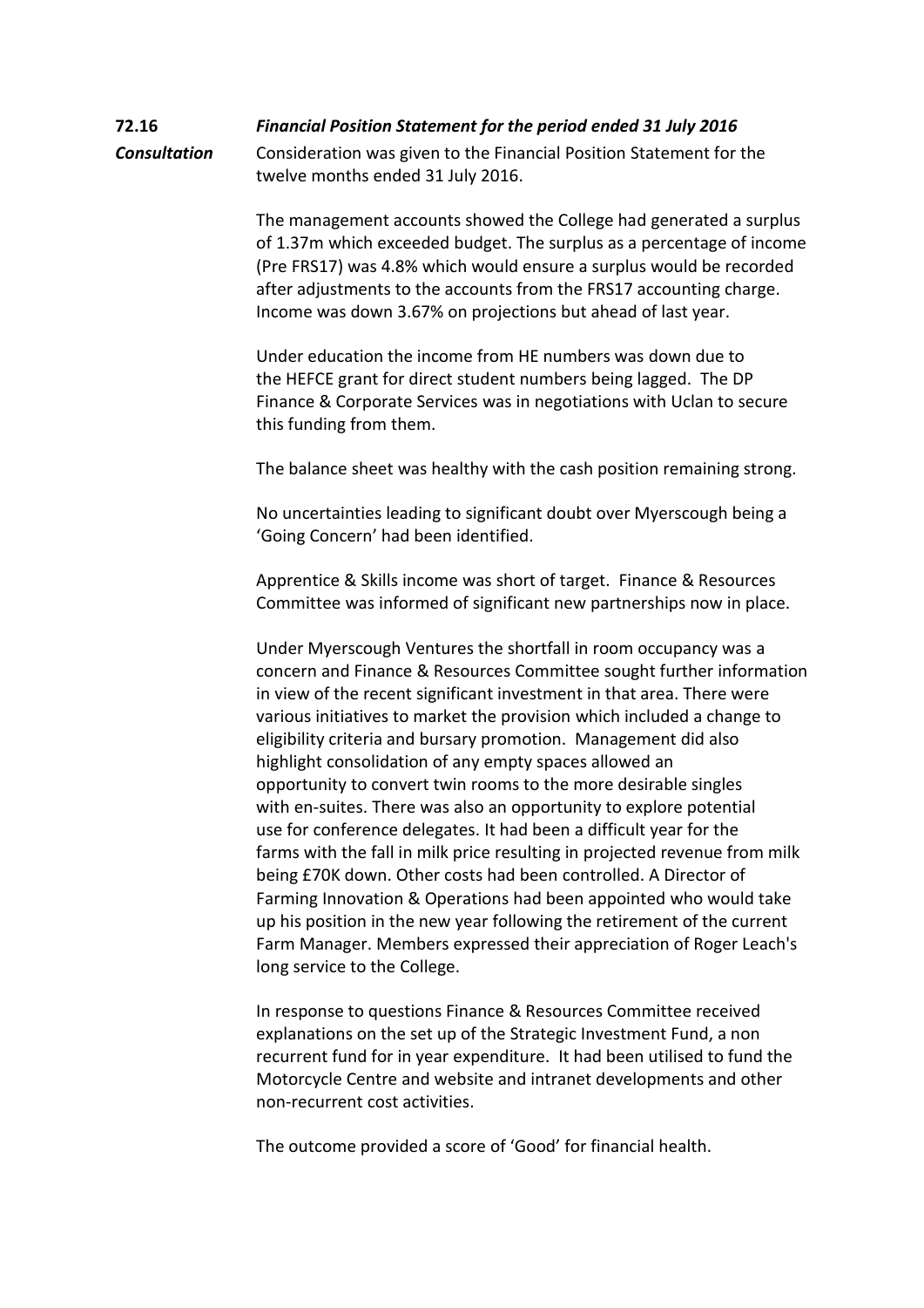**72.16** ***Financial Position Statement for the period ended 31 July 2016***

***Consultation*** Consideration was given to the Financial Position Statement for the twelve months ended 31 July 2016.

The management accounts showed the College had generated a surplus of 1.37m which exceeded budget. The surplus as a percentage of income (Pre FRS17) was 4.8% which would ensure a surplus would be recorded after adjustments to the accounts from the FRS17 accounting charge. Income was down 3.67% on projections but ahead of last year.

Under education the income from HE numbers was down due to the HEFCE grant for direct student numbers being lagged. The DP Finance & Corporate Services was in negotiations with Uclan to secure this funding from them.

The balance sheet was healthy with the cash position remaining strong.

No uncertainties leading to significant doubt over Myerscough being a 'Going Concern' had been identified.

Apprentice & Skills income was short of target. Finance & Resources Committee was informed of significant new partnerships now in place.

Under Myerscough Ventures the shortfall in room occupancy was a concern and Finance & Resources Committee sought further information in view of the recent significant investment in that area. There were various initiatives to market the provision which included a change to eligibility criteria and bursary promotion. Management did also highlight consolidation of any empty spaces allowed an opportunity to convert twin rooms to the more desirable singles with en-suites. There was also an opportunity to explore potential use for conference delegates. It had been a difficult year for the farms with the fall in milk price resulting in projected revenue from milk being £70K down. Other costs had been controlled. A Director of Farming Innovation & Operations had been appointed who would take up his position in the new year following the retirement of the current Farm Manager. Members expressed their appreciation of Roger Leach's long service to the College.

In response to questions Finance & Resources Committee received explanations on the set up of the Strategic Investment Fund, a non recurrent fund for in year expenditure. It had been utilised to fund the Motorcycle Centre and website and intranet developments and other non-recurrent cost activities.

The outcome provided a score of 'Good' for financial health.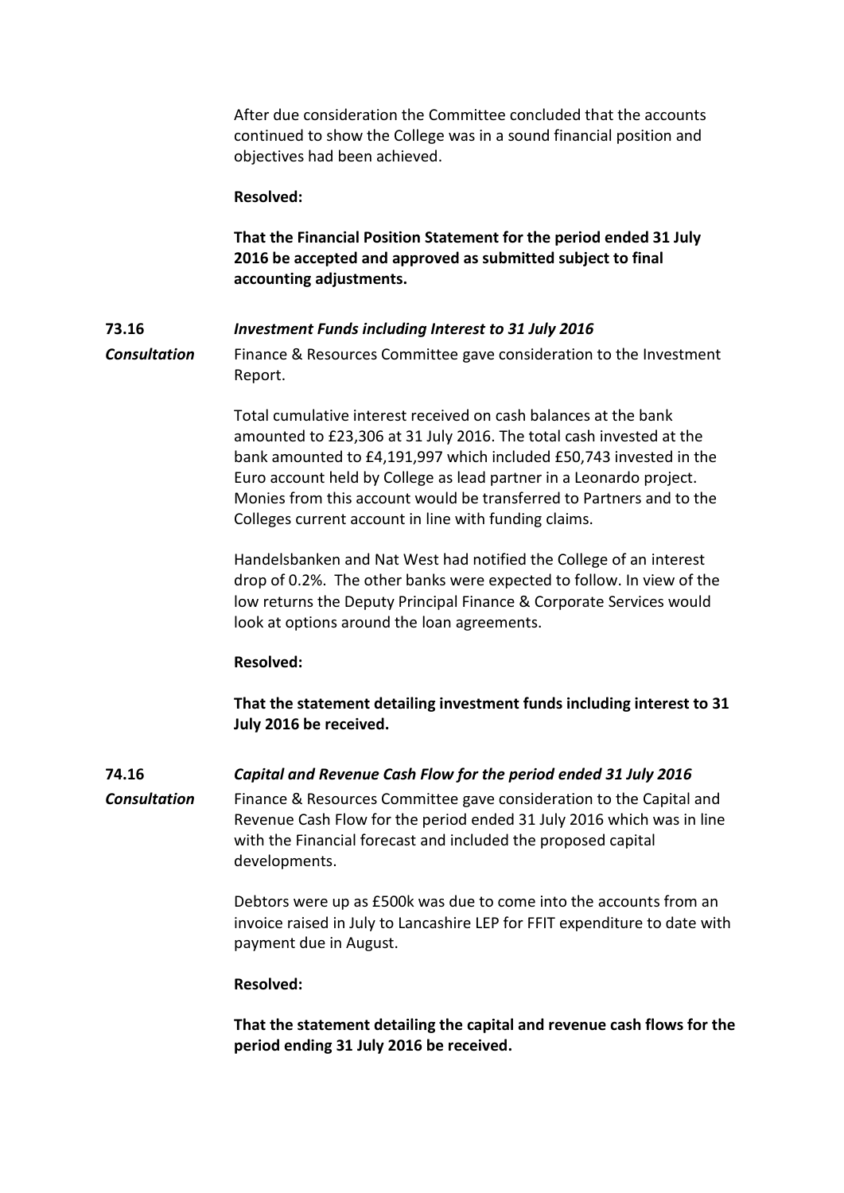After due consideration the Committee concluded that the accounts continued to show the College was in a sound financial position and objectives had been achieved.

**Resolved:**

**That the Financial Position Statement for the period ended 31 July 2016 be accepted and approved as submitted subject to final accounting adjustments.**

**73.16** ***Investment Funds including Interest to 31 July 2016***

***Consultation*** Finance & Resources Committee gave consideration to the Investment Report.

Total cumulative interest received on cash balances at the bank amounted to £23,306 at 31 July 2016. The total cash invested at the bank amounted to £4,191,997 which included £50,743 invested in the Euro account held by College as lead partner in a Leonardo project. Monies from this account would be transferred to Partners and to the Colleges current account in line with funding claims.

Handelsbanken and Nat West had notified the College of an interest drop of 0.2%. The other banks were expected to follow. In view of the low returns the Deputy Principal Finance & Corporate Services would look at options around the loan agreements.

**Resolved:**

**That the statement detailing investment funds including interest to 31 July 2016 be received.**

**74.16** ***Capital and Revenue Cash Flow for the period ended 31 July 2016***

***Consultation*** Finance & Resources Committee gave consideration to the Capital and Revenue Cash Flow for the period ended 31 July 2016 which was in line with the Financial forecast and included the proposed capital developments.

Debtors were up as £500k was due to come into the accounts from an invoice raised in July to Lancashire LEP for FFIT expenditure to date with payment due in August.

**Resolved:**

**That the statement detailing the capital and revenue cash flows for the period ending 31 July 2016 be received.**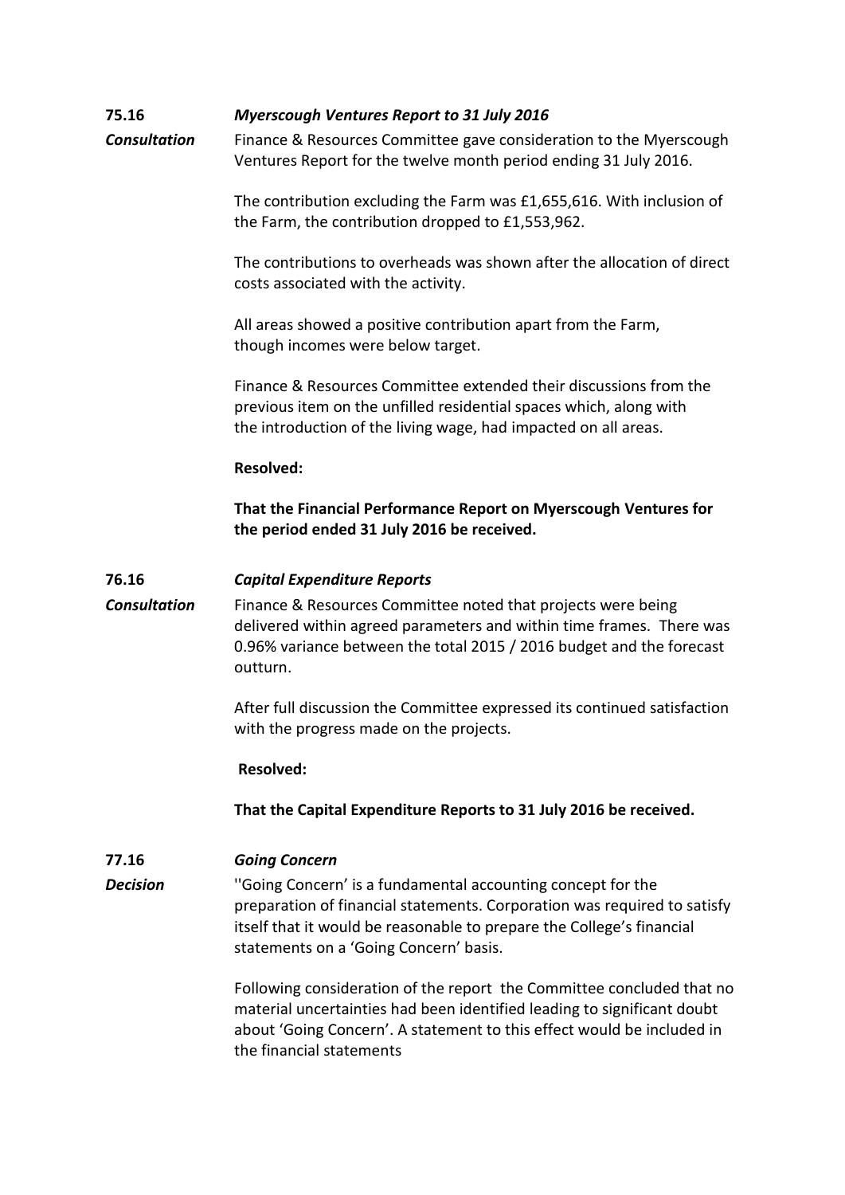**75.16** ***Myerscough Ventures Report to 31 July 2016***

***Consultation*** Finance & Resources Committee gave consideration to the Myerscough Ventures Report for the twelve month period ending 31 July 2016.

The contribution excluding the Farm was £1,655,616. With inclusion of the Farm, the contribution dropped to £1,553,962.

The contributions to overheads was shown after the allocation of direct costs associated with the activity.

All areas showed a positive contribution apart from the Farm, though incomes were below target.

Finance & Resources Committee extended their discussions from the previous item on the unfilled residential spaces which, along with the introduction of the living wage, had impacted on all areas.

**Resolved:**

**That the Financial Performance Report on Myerscough Ventures for the period ended 31 July 2016 be received.**

**76.16** ***Capital Expenditure Reports***

***Consultation*** Finance & Resources Committee noted that projects were being delivered within agreed parameters and within time frames. There was 0.96% variance between the total 2015 / 2016 budget and the forecast outturn.

After full discussion the Committee expressed its continued satisfaction with the progress made on the projects.

**Resolved:**

**That the Capital Expenditure Reports to 31 July 2016 be received.**

**77.16** ***Going Concern***

***Decision*** ''Going Concern' is a fundamental accounting concept for the preparation of financial statements. Corporation was required to satisfy itself that it would be reasonable to prepare the College's financial statements on a 'Going Concern' basis.

Following consideration of the report the Committee concluded that no material uncertainties had been identified leading to significant doubt about 'Going Concern'. A statement to this effect would be included in the financial statements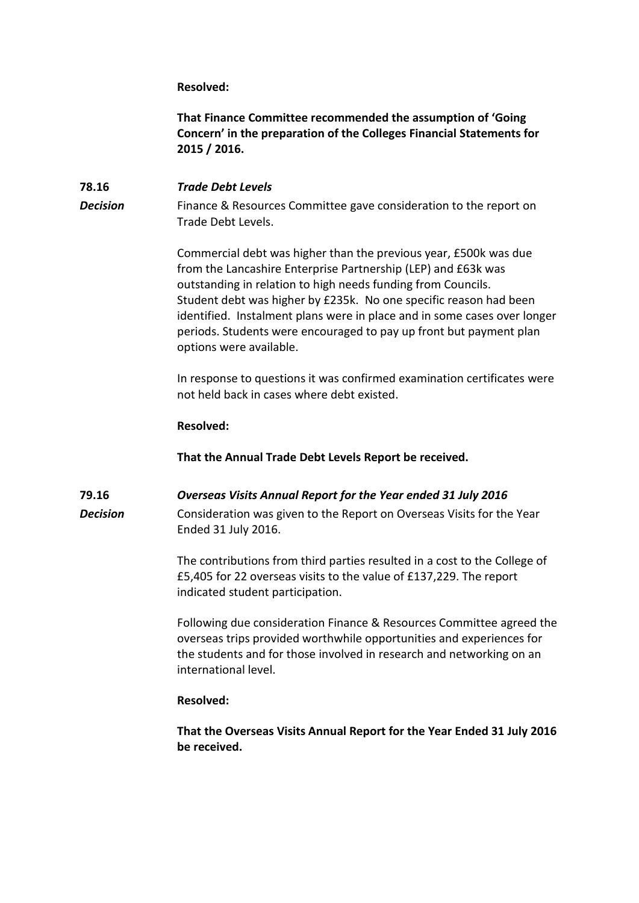**Resolved:**

**That Finance Committee recommended the assumption of 'Going Concern' in the preparation of the Colleges Financial Statements for 2015 / 2016.**

**78.16** ***Trade Debt Levels***

***Decision***

Finance & Resources Committee gave consideration to the report on Trade Debt Levels.

Commercial debt was higher than the previous year, £500k was due from the Lancashire Enterprise Partnership (LEP) and £63k was outstanding in relation to high needs funding from Councils. Student debt was higher by £235k. No one specific reason had been identified. Instalment plans were in place and in some cases over longer periods. Students were encouraged to pay up front but payment plan options were available.

In response to questions it was confirmed examination certificates were not held back in cases where debt existed.

**Resolved:**

**That the Annual Trade Debt Levels Report be received.**

**79.16** ***Overseas Visits Annual Report for the Year ended 31 July 2016***

***Decision***

Consideration was given to the Report on Overseas Visits for the Year Ended 31 July 2016.

The contributions from third parties resulted in a cost to the College of £5,405 for 22 overseas visits to the value of £137,229. The report indicated student participation.

Following due consideration Finance & Resources Committee agreed the overseas trips provided worthwhile opportunities and experiences for the students and for those involved in research and networking on an international level.

**Resolved:**

**That the Overseas Visits Annual Report for the Year Ended 31 July 2016 be received.**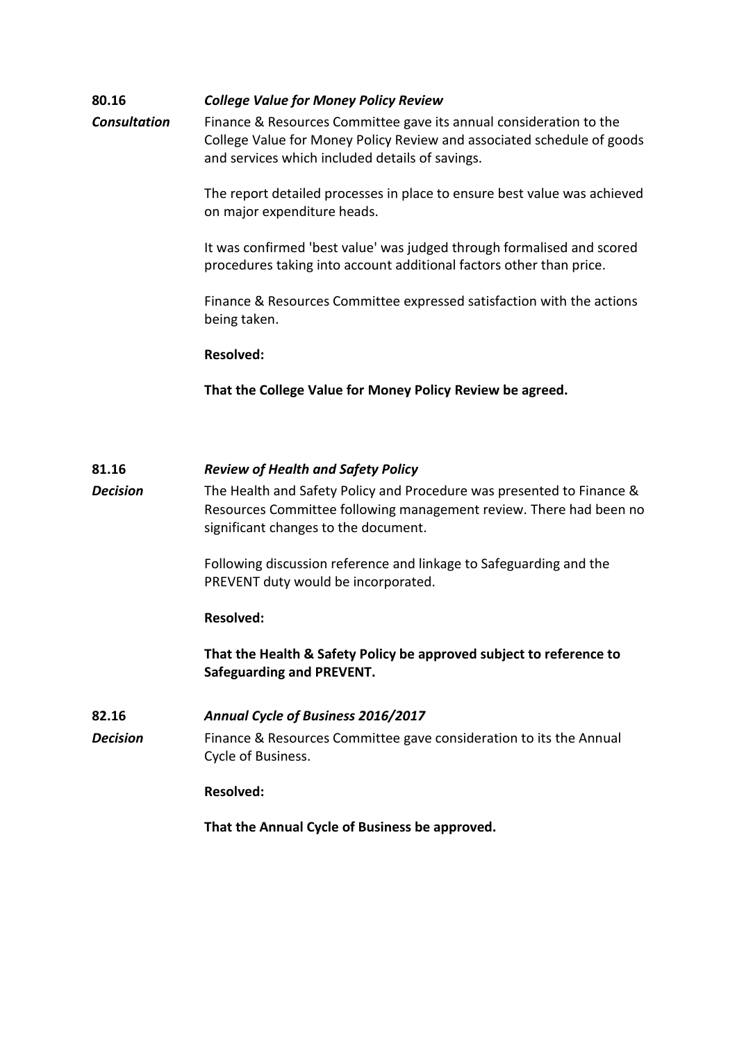**80.16** ***College Value for Money Policy Review***

***Consultation*** Finance & Resources Committee gave its annual consideration to the College Value for Money Policy Review and associated schedule of goods and services which included details of savings.

The report detailed processes in place to ensure best value was achieved on major expenditure heads.

It was confirmed 'best value' was judged through formalised and scored procedures taking into account additional factors other than price.

Finance & Resources Committee expressed satisfaction with the actions being taken.

**Resolved:**

**That the College Value for Money Policy Review be agreed.**

**81.16** ***Review of Health and Safety Policy***

***Decision*** The Health and Safety Policy and Procedure was presented to Finance & Resources Committee following management review. There had been no significant changes to the document.

Following discussion reference and linkage to Safeguarding and the PREVENT duty would be incorporated.

**Resolved:**

**That the Health & Safety Policy be approved subject to reference to Safeguarding and PREVENT.**

**82.16** ***Annual Cycle of Business 2016/2017***

***Decision*** Finance & Resources Committee gave consideration to its the Annual Cycle of Business.

**Resolved:**

**That the Annual Cycle of Business be approved.**